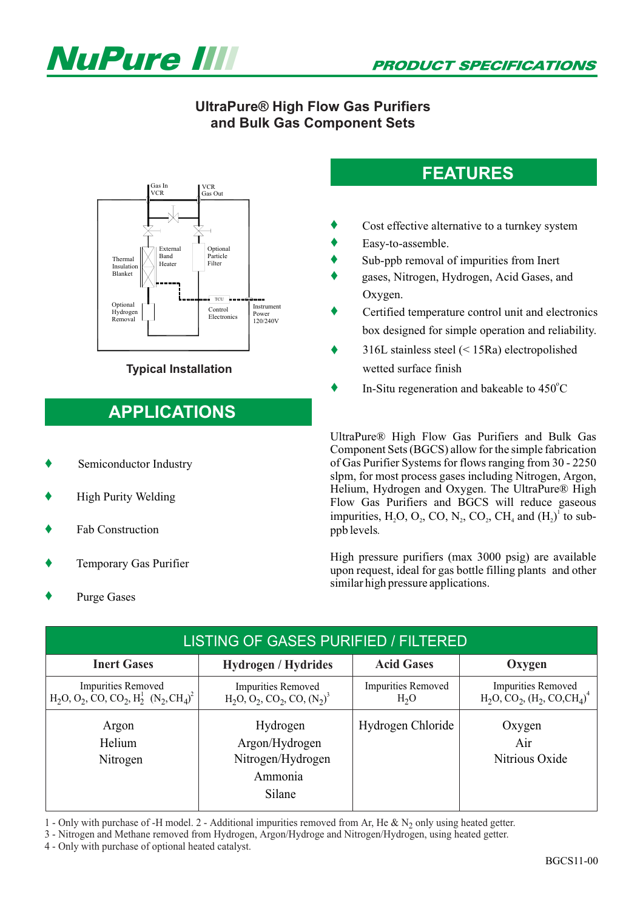NuPure

PRODUCT SPECIFICATIONS

# UltraPure® High Flow Gas Purifiers and Bulk Gas Component Sets

Gas In VCR

VCR Gas Out

Thermal Insulation Blanket

External Band Heater

Optional Particle Filter

Optional Hydrogen Removal

TCU

Control Electronics

Instrument Power 120/240V

**Typical Installation**

## FEATURES

- Cost effective alternative to a turnkey system
- Easy-to-assemble.
- Sub-ppb removal of impurities from Inert gases, Nitrogen, Hydrogen, Acid Gases, and Oxygen.
- Certified temperature control unit and electronics box designed for simple operation and reliability.
- 316L stainless steel (< 15Ra) electropolished wetted surface finish
- In-Situ regeneration and bakeable to 450°C

## APPLICATIONS

- Semiconductor Industry
- High Purity Welding
- Fab Construction
- Temporary Gas Purifier
- Purge Gases

UltraPure® High Flow Gas Purifiers and Bulk Gas Component Sets (BGCS) allow for the simple fabrication of Gas Purifier Systems for flows ranging from 30 - 2250 slpm, for most process gases including Nitrogen, Argon, Helium, Hydrogen and Oxygen. The UltraPure® High Flow Gas Purifiers and BGCS will reduce gaseous impurities, $H_2O$, $O_2$, CO, $N_2$, $CO_2$, $CH_4$ and $(H_2)$[1] to sub-ppb levels.

High pressure purifiers (max 3000 psig) are available upon request, ideal for gas bottle filling plants and other similar high pressure applications.

## LISTING OF GASES PURIFIED / FILTERED

| Inert Gases | Hydrogen / Hydrides | Acid Gases | Oxygen |
|---|---|---|---|
| Impurities Removed $H_2O$, $O_2$, CO, $CO_2$, $H_2$[1] $(N_2, CH_4)$[2] | Impurities Removed $H_2O$, $O_2$, $CO_2$, CO, $(N_2)$[3] | Impurities Removed $H_2O$ | Impurities Removed $H_2O$, $CO_2$, $(H_2, CO, CH_4)$[4] |
| Argon<br>Helium<br>Nitrogen | Hydrogen<br>Argon/Hydrogen<br>Nitrogen/Hydrogen<br>Ammonia<br>Silane | Hydrogen Chloride | Oxygen<br>Air<br>Nitrious Oxide |

1 - Only with purchase of -H model. 2 - Additional impurities removed from Ar, He & $N_2$ only using heated getter.
3 - Nitrogen and Methane removed from Hydrogen, Argon/Hydroge and Nitrogen/Hydrogen, using heated getter.
4 - Only with purchase of optional heated catalyst.

BGCS11-00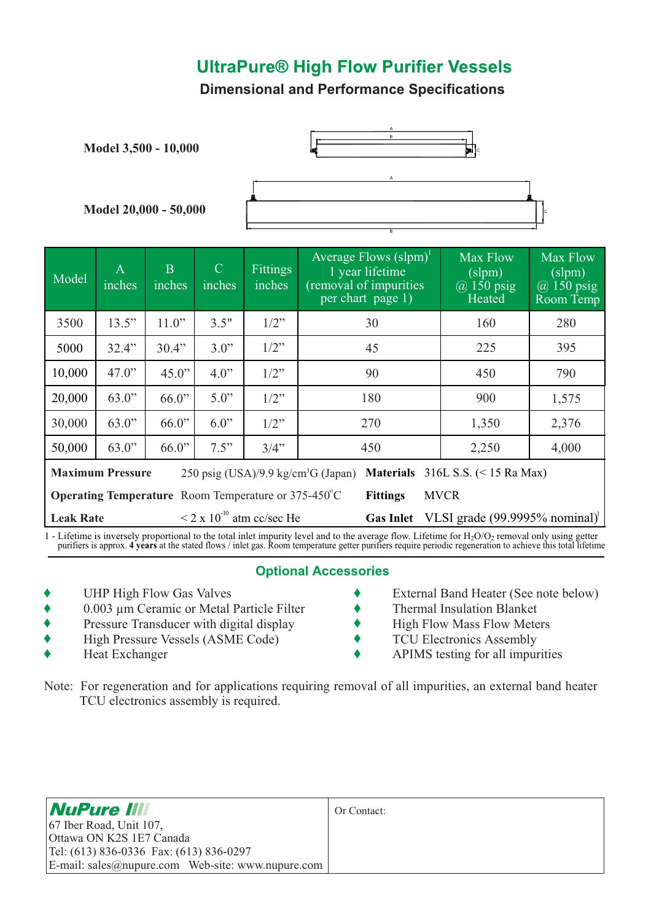# UltraPure® High Flow Purifier Vessels

## Dimensional and Performance Specifications

**Model 3,500 - 10,000**

A
B
C

**Model 20,000 - 50,000**

A
B
C

| Model | A inches | B inches | C inches | Fittings inches | Average Flows (slpm)[1] 1 year lifetime (removal of impurities per chart page 1) | Max Flow (slpm) @ 150 psig Heated | Max Flow (slpm) @ 150 psig Room Temp |
|---|---|---|---|---|---|---|---|
| 3500 | 13.5” | 11.0” | 3.5" | 1/2” | 30 | 160 | 280 |
| 5000 | 32.4” | 30.4” | 3.0” | 1/2” | 45 | 225 | 395 |
| 10,000 | 47.0” | 45.0” | 4.0” | 1/2” | 90 | 450 | 790 |
| 20,000 | 63.0” | 66.0” | 5.0” | 1/2” | 180 | 900 | 1,575 |
| 30,000 | 63.0” | 66.0” | 6.0” | 1/2” | 270 | 1,350 | 2,376 |
| 50,000 | 63.0” | 66.0” | 7.5” | 3/4” | 450 | 2,250 | 4,000 |

| | | | |
|---|---|---|---|
| **Maximum Pressure** | 250 psig (USA)/9.9 kg/cm$^3$G (Japan) | **Materials** | 316L S.S. (< 15 Ra Max) |
| **Operating Temperature** | Room Temperature or 375-450°C | **Fittings** | MVCR |
| **Leak Rate** | $< 2 \times 10^{-10}$ atm cc/sec He | **Gas Inlet** | VLSI grade (99.9995% nominal)[1] |

1 - Lifetime is inversely proportional to the total inlet impurity level and to the average flow. Lifetime for $H_2O/O_2$ removal only using getter purifiers is approx. **4 years** at the stated flows / inlet gas. Room temperature getter purifiers require periodic regeneration to achieve this total lifetime

## Optional Accessories

- UHP High Flow Gas Valves
- 0.003 µm Ceramic or Metal Particle Filter
- Pressure Transducer with digital display
- High Pressure Vessels (ASME Code)
- Heat Exchanger
- External Band Heater (See note below)
- Thermal Insulation Blanket
- High Flow Mass Flow Meters
- TCU Electronics Assembly
- APIMS testing for all impurities

Note: For regeneration and for applications requiring removal of all impurities, an external band heater TCU electronics assembly is required.

| | |
|---|---|
| **NuPure** 67 Iber Road, Unit 107, Ottawa ON K2S 1E7 Canada Tel: (613) 836-0336 Fax: (613) 836-0297 E-mail: sales@nupure.com Web-site: www.nupure.com | Or Contact: |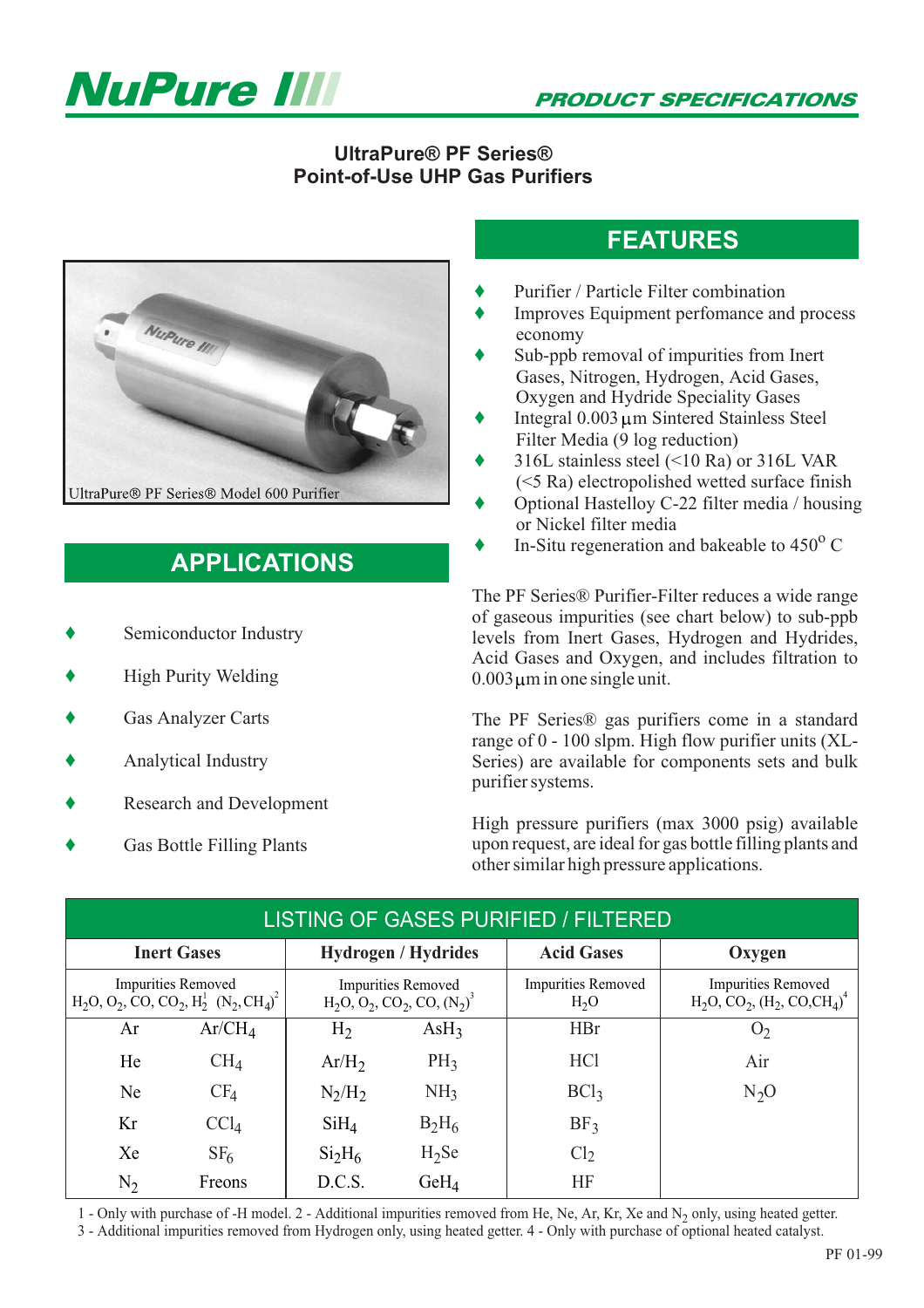# NuPure

## PRODUCT SPECIFICATIONS

### UltraPure® PF Series®
### Point-of-Use UHP Gas Purifiers

UltraPure® PF Series® Model 600 Purifier

## APPLICATIONS

- Semiconductor Industry
- High Purity Welding
- Gas Analyzer Carts
- Analytical Industry
- Research and Development
- Gas Bottle Filling Plants

## FEATURES

- Purifier / Particle Filter combination
- Improves Equipment perfomance and process economy
- Sub-ppb removal of impurities from Inert Gases, Nitrogen, Hydrogen, Acid Gases, Oxygen and Hydride Speciality Gases
- Integral 0.003 µm Sintered Stainless Steel Filter Media (9 log reduction)
- 316L stainless steel (<10 Ra) or 316L VAR (<5 Ra) electropolished wetted surface finish
- Optional Hastelloy C-22 filter media / housing or Nickel filter media
- In-Situ regeneration and bakeable to 450° C

The PF Series® Purifier-Filter reduces a wide range of gaseous impurities (see chart below) to sub-ppb levels from Inert Gases, Hydrogen and Hydrides, Acid Gases and Oxygen, and includes filtration to 0.003 µm in one single unit.

The PF Series® gas purifiers come in a standard range of 0 - 100 slpm. High flow purifier units (XL-Series) are available for components sets and bulk purifier systems.

High pressure purifiers (max 3000 psig) available upon request, are ideal for gas bottle filling plants and other similar high pressure applications.

## LISTING OF GASES PURIFIED / FILTERED

| Inert Gases | | Hydrogen / Hydrides | | Acid Gases | Oxygen |
|---|---|---|---|---|---|
| Impurities Removed $H_2O$, $O_2$, $CO$, $CO_2$, $H_2$[1] ($N_2$, $CH_4$)[2] | | Impurities Removed $H_2O$, $O_2$, $CO_2$, $CO$, ($N_2$)[3] | | Impurities Removed $H_2O$ | Impurities Removed $H_2O$, $CO_2$, ($H_2$, $CO$, $CH_4$)[4] |
| Ar | $Ar/CH_4$ | $H_2$ | $AsH_3$ | HBr | $O_2$ |
| He | $CH_4$ | $Ar/H_2$ | $PH_3$ | HCl | Air |
| Ne | $CF_4$ | $N_2/H_2$ | $NH_3$ | $BCl_3$ | $N_2O$ |
| Kr | $CCl_4$ | $SiH_4$ | $B_2H_6$ | $BF_3$ | |
| Xe | $SF_6$ | $Si_2H_6$ | $H_2Se$ | $Cl_2$ | |
| $N_2$ | Freons | D.C.S. | $GeH_4$ | HF | |

1 - Only with purchase of -H model. 2 - Additional impurities removed from He, Ne, Ar, Kr, Xe and $N_2$ only, using heated getter.
3 - Additional impurities removed from Hydrogen only, using heated getter. 4 - Only with purchase of optional heated catalyst.

PF 01-99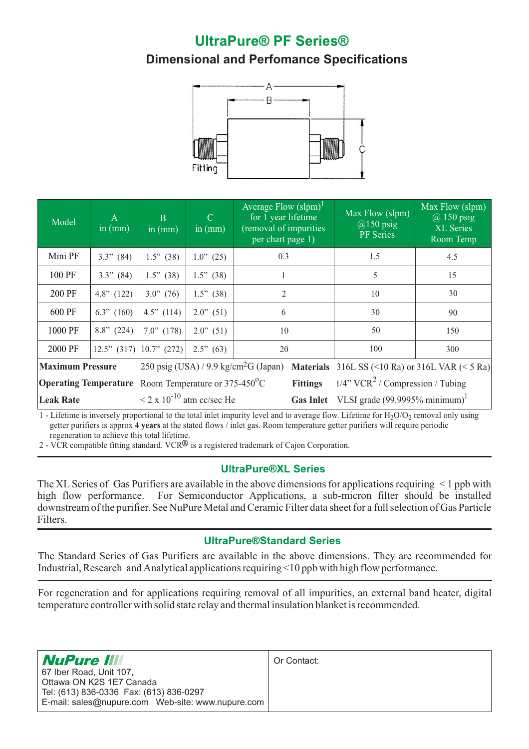# UltraPure® PF Series®

## Dimensional and Perfomance Specifications

A
B
C
Fitting

| Model | A in (mm) | B in (mm) | C in (mm) | Average Flow (slpm)[1] for 1 year lifetime (removal of impurities per chart page 1) | Max Flow (slpm) @150 psig PF Series | Max Flow (slpm) @ 150 psig XL Series Room Temp |
|---|---|---|---|---|---|---|
| Mini PF | 3.3" (84) | 1.5" (38) | 1.0" (25) | 0.3 | 1.5 | 4.5 |
| 100 PF | 3.3" (84) | 1.5" (38) | 1.5" (38) | 1 | 5 | 15 |
| 200 PF | 4.8" (122) | 3.0" (76) | 1.5" (38) | 2 | 10 | 30 |
| 600 PF | 6.3" (160) | 4.5" (114) | 2.0" (51) | 6 | 30 | 90 |
| 1000 PF | 8.8" (224) | 7.0" (178) | 2.0" (51) | 10 | 50 | 150 |
| 2000 PF | 12.5" (317) | 10.7" (272) | 2.5" (63) | 20 | 100 | 300 |

| | | | |
|---|---|---|---|
| **Maximum Pressure** | 250 psig (USA) / 9.9 kg/cm$^2$G (Japan) | **Materials** | 316L SS (<10 Ra) or 316L VAR (< 5 Ra) |
| **Operating Temperature** | Room Temperature or 375-450$^{o}$C | **Fittings** | 1/4" VCR[2] / Compression / Tubing |
| **Leak Rate** | < 2 x $10^{-10}$ atm cc/sec He | **Gas Inlet** | VLSI grade (99.9995% minimum)[1] |

1 - Lifetime is inversely proportional to the total inlet impurity level and to average flow. Lifetime for $H_2O/O_2$ removal only using getter purifiers is approx **4 years** at the stated flows / inlet gas. Room temperature getter purifiers will require periodic regeneration to achieve this total lifetime.

2 - VCR compatible fitting standard. VCR® is a registered trademark of Cajon Corporation.

### UltraPure®XL Series

The XL Series of Gas Purifiers are available in the above dimensions for applications requiring < 1 ppb with high flow performance. For Semiconductor Applications, a sub-micron filter should be installed downstream of the purifier. See NuPure Metal and Ceramic Filter data sheet for a full selection of Gas Particle Filters.

### UltraPure®Standard Series

The Standard Series of Gas Purifiers are available in the above dimensions. They are recommended for Industrial, Research and Analytical applications requiring <10 ppb with high flow performance.

For regeneration and for applications requiring removal of all impurities, an external band heater, digital temperature controller with solid state relay and thermal insulation blanket is recommended.

| | |
|---|---|
| **NuPure** 67 Iber Road, Unit 107, Ottawa ON K2S 1E7 Canada Tel: (613) 836-0336 Fax: (613) 836-0297 E-mail: sales@nupure.com Web-site: www.nupure.com | Or Contact: |